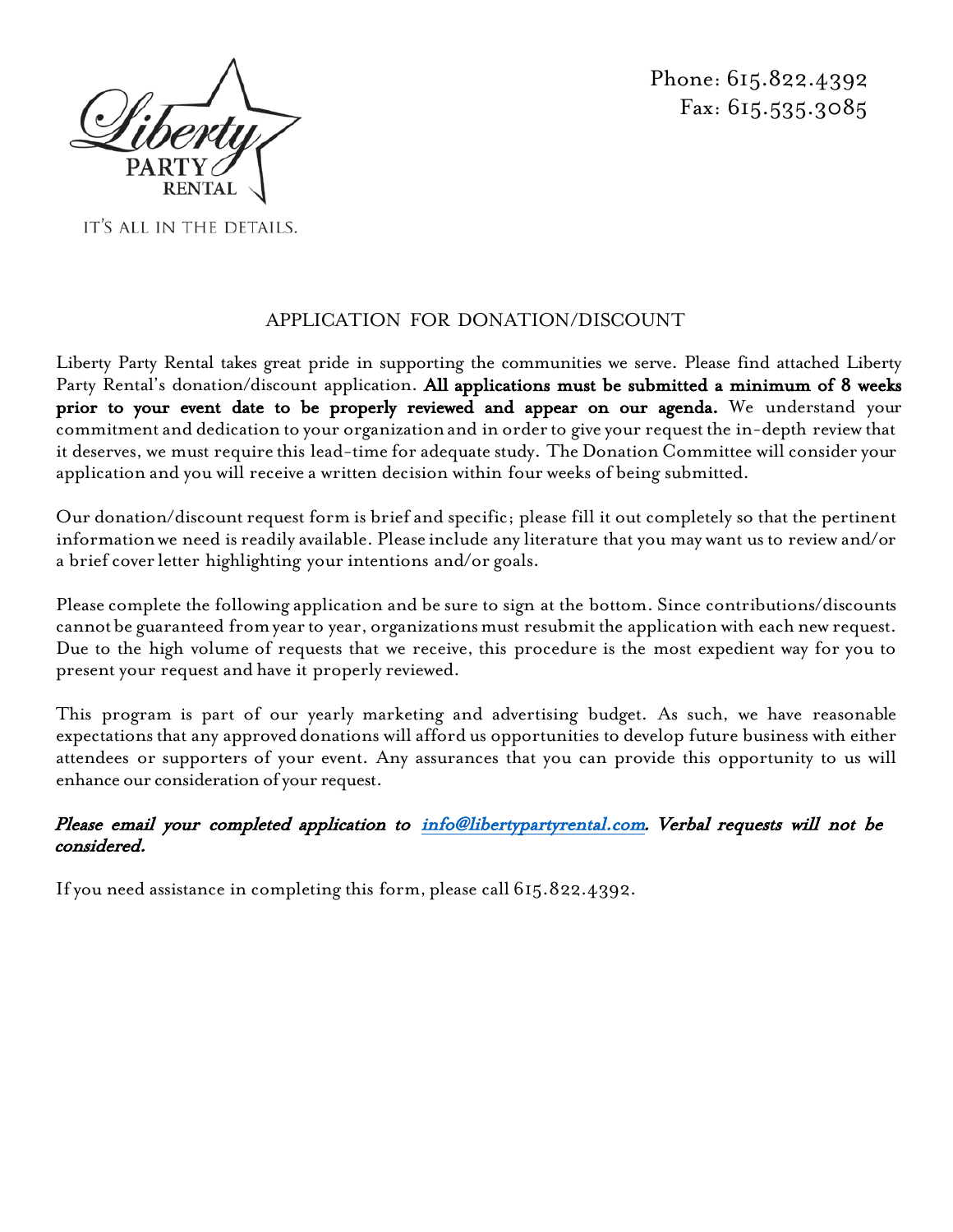Liberty PARTY RENTAL

IT'S ALL IN THE DETAILS.

Phone: 615.822.4392
Fax: 615.535.3085

# APPLICATION FOR DONATION/DISCOUNT

Liberty Party Rental takes great pride in supporting the communities we serve. Please find attached Liberty Party Rental's donation/discount application. **All applications must be submitted a minimum of 8 weeks prior to your event date to be properly reviewed and appear on our agenda.** We understand your commitment and dedication to your organization and in order to give your request the in-depth review that it deserves, we must require this lead-time for adequate study. The Donation Committee will consider your application and you will receive a written decision within four weeks of being submitted.

Our donation/discount request form is brief and specific; please fill it out completely so that the pertinent information we need is readily available. Please include any literature that you may want us to review and/or a brief cover letter highlighting your intentions and/or goals.

Please complete the following application and be sure to sign at the bottom. Since contributions/discounts cannot be guaranteed from year to year, organizations must resubmit the application with each new request. Due to the high volume of requests that we receive, this procedure is the most expedient way for you to present your request and have it properly reviewed.

This program is part of our yearly marketing and advertising budget. As such, we have reasonable expectations that any approved donations will afford us opportunities to develop future business with either attendees or supporters of your event. Any assurances that you can provide this opportunity to us will enhance our consideration of your request.

***Please email your completed application to [info@libertypartyrental.com](mailto:info@libertypartyrental.com). Verbal requests will not be considered.***

If you need assistance in completing this form, please call 615.822.4392.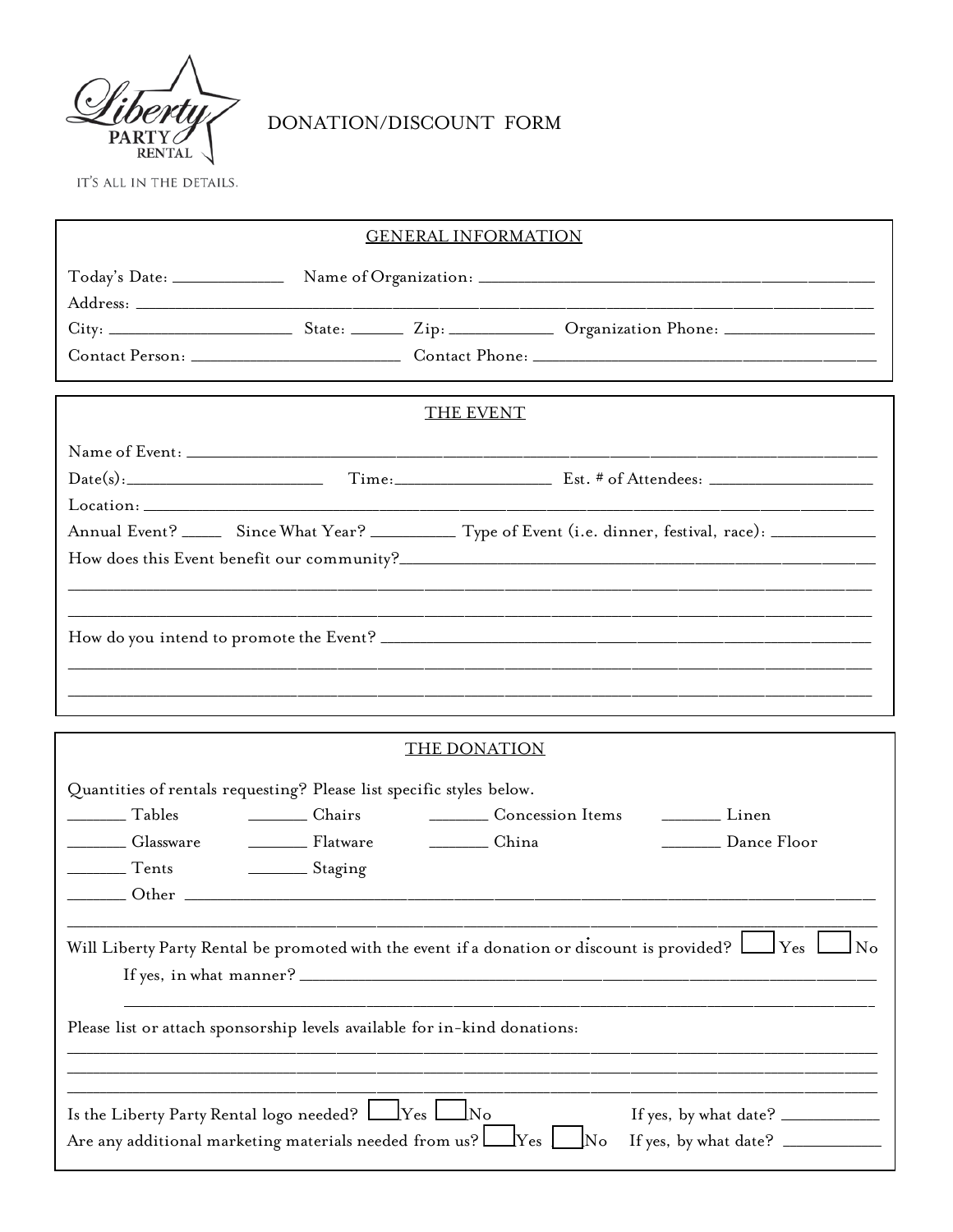Liberty PARTY RENTAL

IT'S ALL IN THE DETAILS.

# DONATION/DISCOUNT FORM

## GENERAL INFORMATION

Today's Date: ____________ Name of Organization: ________________________________________

Address: ________________________________________________________________________

City: ____________________ State: ______ Zip: ___________ Organization Phone: ________________

Contact Person: ______________________ Contact Phone: ____________________________________

## THE EVENT

Name of Event: _____________________________________________________________________

Date(s): ______________________ Time: _________________ Est. # of Attendees: __________________

Location: __________________________________________________________________________

Annual Event? _____ Since What Year? __________ Type of Event (i.e. dinner, festival, race): ____________

How does this Event benefit our community? ___________________________________________________

_________________________________________________________________________________

_________________________________________________________________________________

How do you intend to promote the Event? _____________________________________________________

_________________________________________________________________________________

_________________________________________________________________________________

## THE DONATION

Quantities of rentals requesting? Please list specific styles below.

_______ Tables _______ Chairs _______ Concession Items _______ Linen

_______ Glassware _______ Flatware _______ China _______ Dance Floor

_______ Tents _______ Staging

_______ Other ______________________________________________________________________

_________________________________________________________________________________

Will Liberty Party Rental be promoted with the event if a donation or discount is provided? ☐ Yes ☐ No

If yes, in what manner? _________________________________________________________________

_________________________________________________________________________________

Please list or attach sponsorship levels available for in-kind donations:

_________________________________________________________________________________

_________________________________________________________________________________

_________________________________________________________________________________

Is the Liberty Party Rental logo needed? ☐ Yes ☐ No If yes, by what date? ___________

Are any additional marketing materials needed from us? ☐ Yes ☐ No If yes, by what date? ___________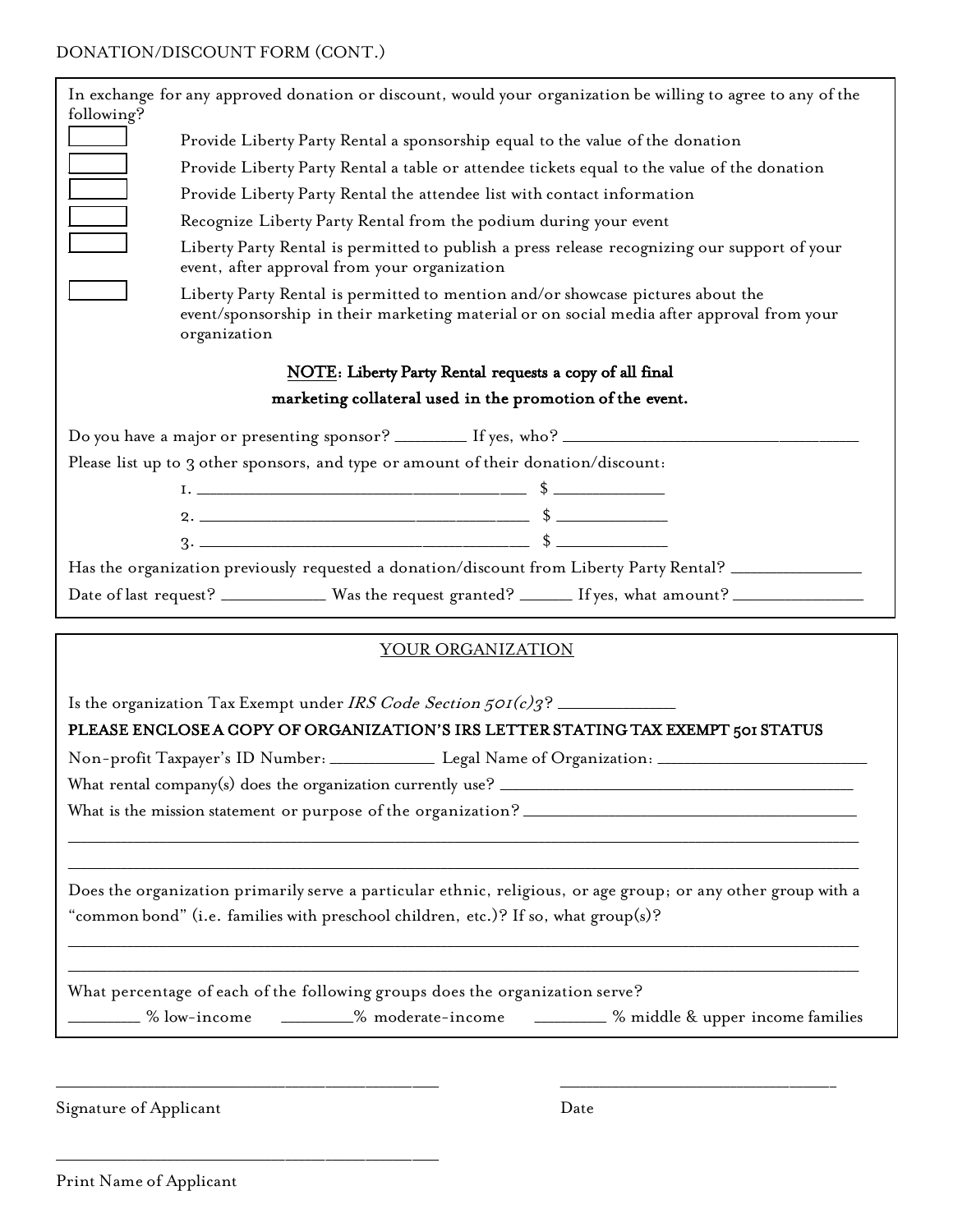DONATION/DISCOUNT FORM (CONT.)

In exchange for any approved donation or discount, would your organization be willing to agree to any of the following?

- [ ] Provide Liberty Party Rental a sponsorship equal to the value of the donation
- [ ] Provide Liberty Party Rental a table or attendee tickets equal to the value of the donation
- [ ] Provide Liberty Party Rental the attendee list with contact information
- [ ] Recognize Liberty Party Rental from the podium during your event
- [ ] Liberty Party Rental is permitted to publish a press release recognizing our support of your event, after approval from your organization
- [ ] Liberty Party Rental is permitted to mention and/or showcase pictures about the event/sponsorship in their marketing material or on social media after approval from your organization

**<u>NOTE</u>: Liberty Party Rental requests a copy of all final marketing collateral used in the promotion of the event.**

Do you have a major or presenting sponsor? ________ If yes, who? ________________________________

Please list up to 3 other sponsors, and type or amount of their donation/discount:

1. ____________________________________ $ ____________
2. ____________________________________ $ ____________
3. ____________________________________ $ ____________

Has the organization previously requested a donation/discount from Liberty Party Rental? ______________

Date of last request? ___________ Was the request granted? ______ If yes, what amount? ______________

## YOUR ORGANIZATION

Is the organization Tax Exempt under *IRS Code Section 501(c)3*? ____________

**PLEASE ENCLOSE A COPY OF ORGANIZATION'S IRS LETTER STATING TAX EXEMPT 501 STATUS**

Non-profit Taxpayer's ID Number: ___________ Legal Name of Organization: ______________________

What rental company(s) does the organization currently use? ______________________________________

What is the mission statement or purpose of the organization? ______________________________________

________________________________________________________________________________________

________________________________________________________________________________________

Does the organization primarily serve a particular ethnic, religious, or age group; or any other group with a "common bond" (i.e. families with preschool children, etc.)? If so, what group(s)?

________________________________________________________________________________________

________________________________________________________________________________________

What percentage of each of the following groups does the organization serve?

________ % low-income ________% moderate-income ________ % middle & upper income families

________________________________________ ________________________________

Signature of Applicant Date

________________________________________

Print Name of Applicant